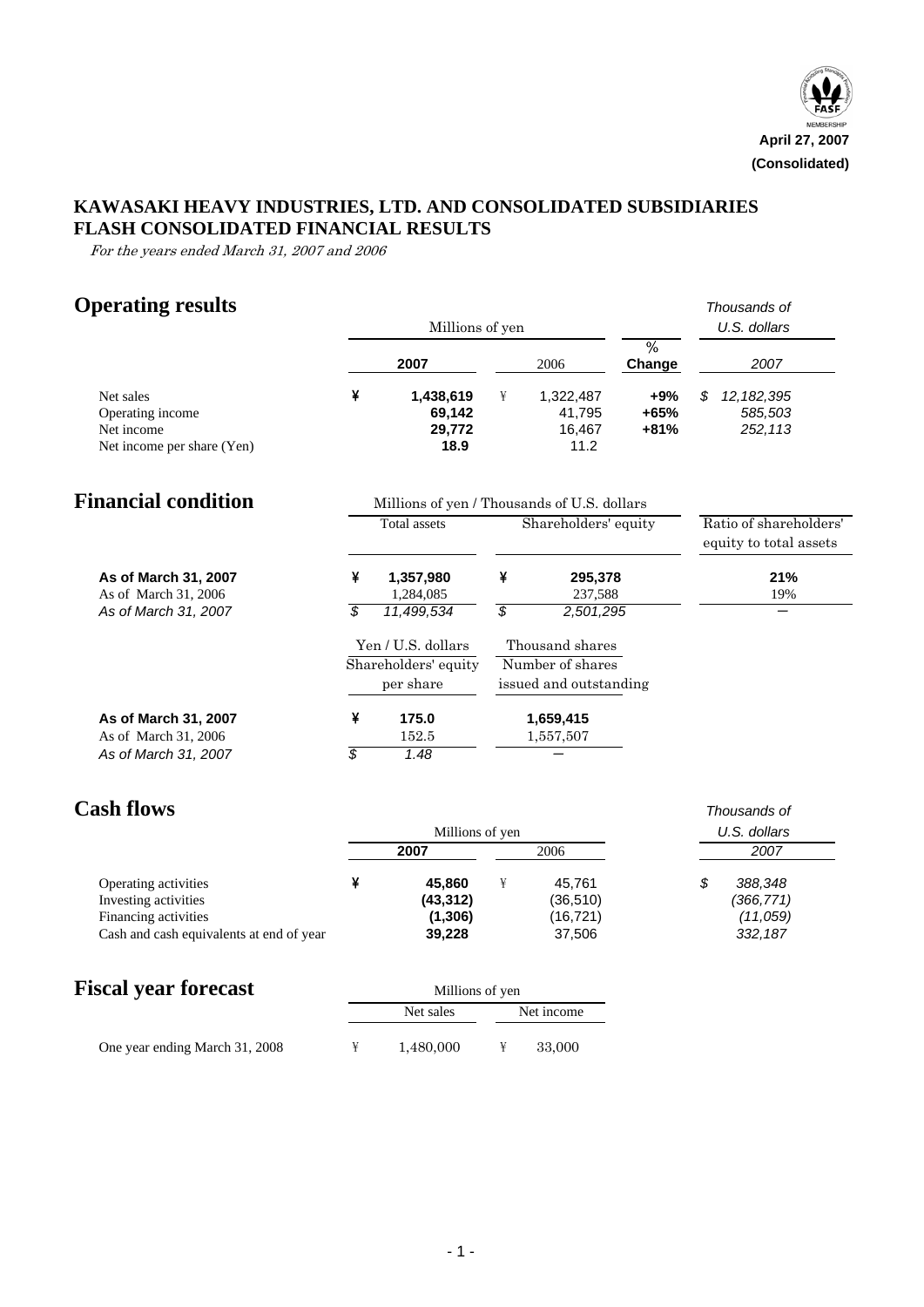April 27, 2007
**(Consolidated)**

# KAWASAKI HEAVY INDUSTRIES, LTD. AND CONSOLIDATED SUBSIDIARIES
# FLASH CONSOLIDATED FINANCIAL RESULTS

*For the years ended March 31, 2007 and 2006*

## Operating results

| | Millions of yen | | % Change | Thousands of U.S. dollars |
|---|---|---|---|---|
| | **2007** | 2006 | | *2007* |
| Net sales | ¥ **1,438,619** | ¥ 1,322,487 | **+9%** | *$ 12,182,395* |
| Operating income | **69,142** | 41,795 | **+65%** | *585,503* |
| Net income | **29,772** | 16,467 | **+81%** | *252,113* |
| Net income per share (Yen) | **18.9** | 11.2 | | |

## Financial condition

| | Millions of yen / Thousands of U.S. dollars | | |
|---|---|---|---|
| | Total assets | Shareholders' equity | Ratio of shareholders' equity to total assets |
| **As of March 31, 2007** | ¥ **1,357,980** | ¥ **295,378** | **21%** |
| As of March 31, 2006 | 1,284,085 | 237,588 | 19% |
| *As of March 31, 2007* | *$ 11,499,534* | *$ 2,501,295* | — |

| | Yen / U.S. dollars | Thousand shares |
|---|---|---|
| | Shareholders' equity per share | Number of shares issued and outstanding |
| **As of March 31, 2007** | ¥ **175.0** | **1,659,415** |
| As of March 31, 2006 | 152.5 | 1,557,507 |
| *As of March 31, 2007* | *$ 1.48* | — |

## Cash flows

| | Millions of yen | | Thousands of U.S. dollars |
|---|---|---|---|
| | **2007** | 2006 | *2007* |
| Operating activities | ¥ **45,860** | ¥ 45,761 | *$ 388,348* |
| Investing activities | **(43,312)** | (36,510) | *(366,771)* |
| Financing activities | **(1,306)** | (16,721) | *(11,059)* |
| Cash and cash equivalents at end of year | **39,228** | 37,506 | *332,187* |

## Fiscal year forecast

| | Millions of yen | |
|---|---|---|
| | Net sales | Net income |
| One year ending March 31, 2008 | ¥ 1,480,000 | ¥ 33,000 |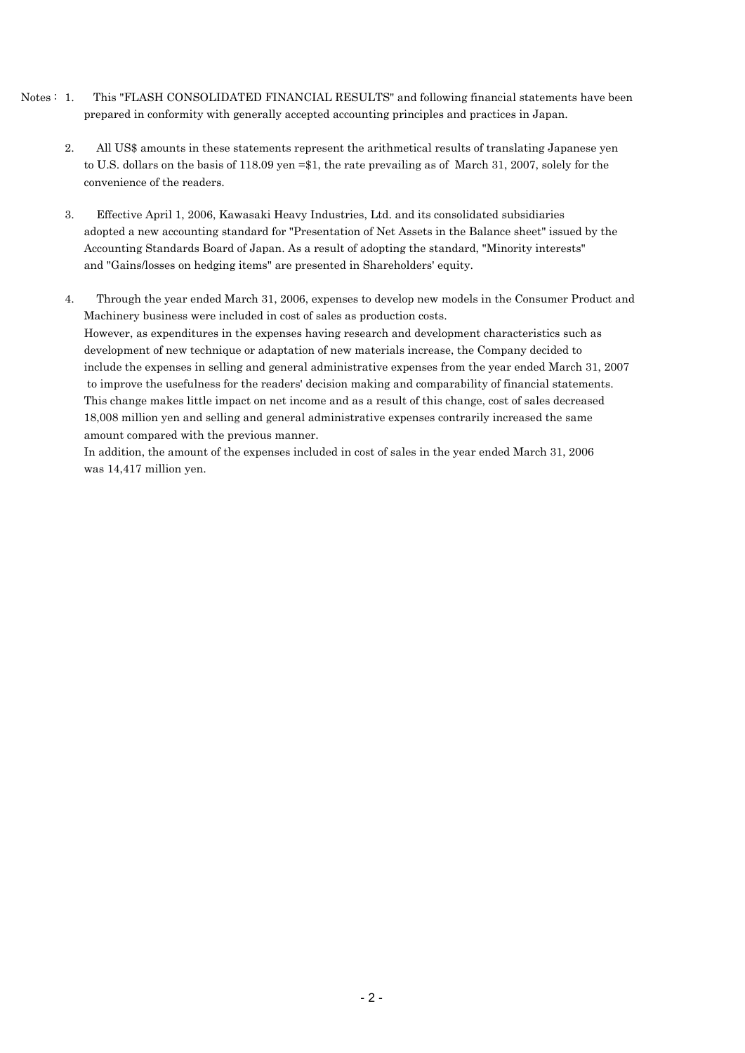Notes：

1. This "FLASH CONSOLIDATED FINANCIAL RESULTS" and following financial statements have been prepared in conformity with generally accepted accounting principles and practices in Japan.

2. All US$ amounts in these statements represent the arithmetical results of translating Japanese yen to U.S. dollars on the basis of 118.09 yen =$1, the rate prevailing as of March 31, 2007, solely for the convenience of the readers.

3. Effective April 1, 2006, Kawasaki Heavy Industries, Ltd. and its consolidated subsidiaries adopted a new accounting standard for "Presentation of Net Assets in the Balance sheet" issued by the Accounting Standards Board of Japan. As a result of adopting the standard, "Minority interests" and "Gains/losses on hedging items" are presented in Shareholders' equity.

4. Through the year ended March 31, 2006, expenses to develop new models in the Consumer Product and Machinery business were included in cost of sales as production costs.
   However, as expenditures in the expenses having research and development characteristics such as development of new technique or adaptation of new materials increase, the Company decided to include the expenses in selling and general administrative expenses from the year ended March 31, 2007 to improve the usefulness for the readers' decision making and comparability of financial statements. This change makes little impact on net income and as a result of this change, cost of sales decreased 18,008 million yen and selling and general administrative expenses contrarily increased the same amount compared with the previous manner.
   In addition, the amount of the expenses included in cost of sales in the year ended March 31, 2006 was 14,417 million yen.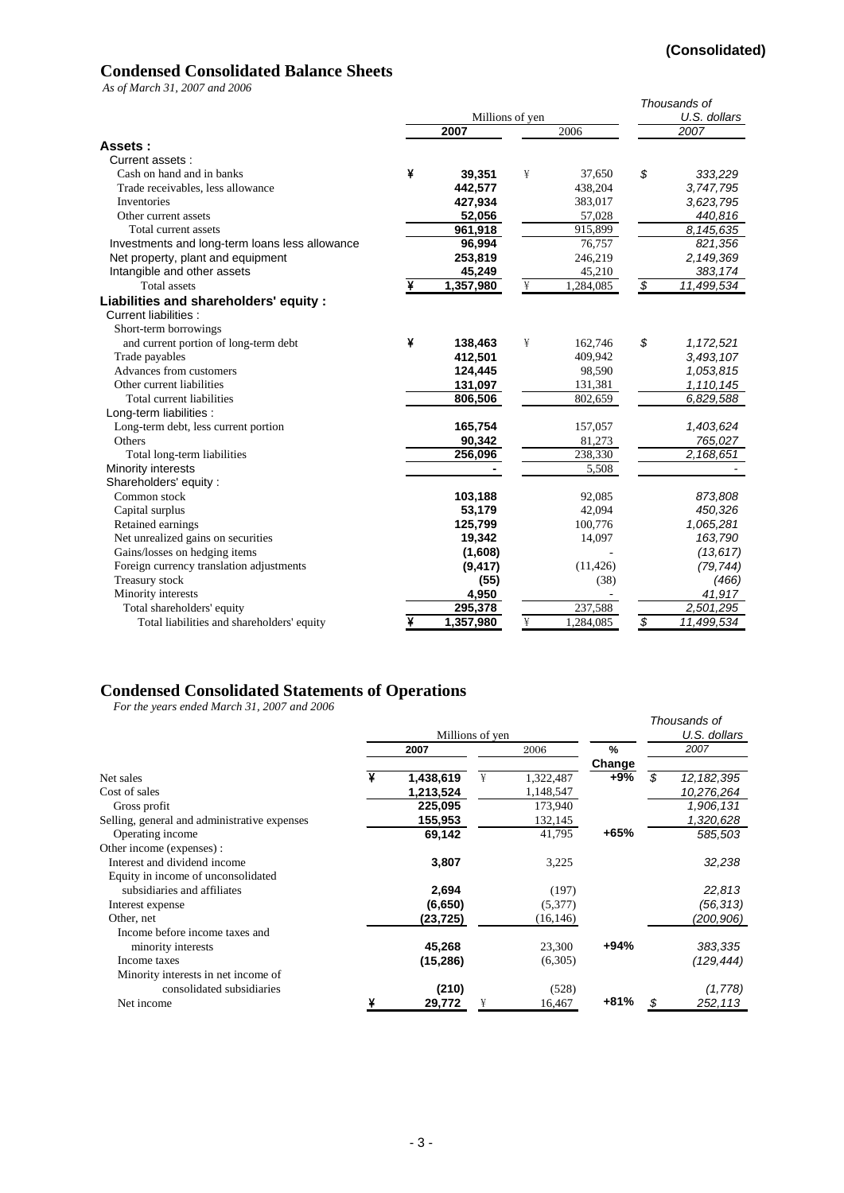**(Consolidated)**

## Condensed Consolidated Balance Sheets

*As of March 31, 2007 and 2006*

| | Millions of yen | | Thousands of U.S. dollars |
|---|---|---|---|
| | **2007** | 2006 | *2007* |
| **Assets :** | | | |
| Current assets : | | | |
| Cash on hand and in banks | ¥ **39,351** | ¥ 37,650 | *$ 333,229* |
| Trade receivables, less allowance | **442,577** | 438,204 | *3,747,795* |
| Inventories | **427,934** | 383,017 | *3,623,795* |
| Other current assets | **52,056** | 57,028 | *440,816* |
| Total current assets | **961,918** | 915,899 | *8,145,635* |
| Investments and long-term loans less allowance | **96,994** | 76,757 | *821,356* |
| Net property, plant and equipment | **253,819** | 246,219 | *2,149,369* |
| Intangible and other assets | **45,249** | 45,210 | *383,174* |
| Total assets | ¥ **1,357,980** | ¥ 1,284,085 | *$ 11,499,534* |
| **Liabilities and shareholders' equity :** | | | |
| Current liabilities : | | | |
| Short-term borrowings and current portion of long-term debt | ¥ **138,463** | ¥ 162,746 | *$ 1,172,521* |
| Trade payables | **412,501** | 409,942 | *3,493,107* |
| Advances from customers | **124,445** | 98,590 | *1,053,815* |
| Other current liabilities | **131,097** | 131,381 | *1,110,145* |
| Total current liabilities | **806,506** | 802,659 | *6,829,588* |
| Long-term liabilities : | | | |
| Long-term debt, less current portion | **165,754** | 157,057 | *1,403,624* |
| Others | **90,342** | 81,273 | *765,027* |
| Total long-term liabilities | **256,096** | 238,330 | *2,168,651* |
| Minority interests | **-** | 5,508 | *-* |
| Shareholders' equity : | | | |
| Common stock | **103,188** | 92,085 | *873,808* |
| Capital surplus | **53,179** | 42,094 | *450,326* |
| Retained earnings | **125,799** | 100,776 | *1,065,281* |
| Net unrealized gains on securities | **19,342** | 14,097 | *163,790* |
| Gains/losses on hedging items | **(1,608)** | - | *(13,617)* |
| Foreign currency translation adjustments | **(9,417)** | (11,426) | *(79,744)* |
| Treasury stock | **(55)** | (38) | *(466)* |
| Minority interests | **4,950** | - | *41,917* |
| Total shareholders' equity | **295,378** | 237,588 | *2,501,295* |
| Total liabilities and shareholders' equity | ¥ **1,357,980** | ¥ 1,284,085 | *$ 11,499,534* |

## Condensed Consolidated Statements of Operations

*For the years ended March 31, 2007 and 2006*

| | Millions of yen | | | Thousands of U.S. dollars |
|---|---|---|---|---|
| | **2007** | 2006 | **% Change** | *2007* |
| Net sales | ¥ **1,438,619** | ¥ 1,322,487 | **+9%** | *$ 12,182,395* |
| Cost of sales | **1,213,524** | 1,148,547 | | *10,276,264* |
| Gross profit | **225,095** | 173,940 | | *1,906,131* |
| Selling, general and administrative expenses | **155,953** | 132,145 | | *1,320,628* |
| Operating income | **69,142** | 41,795 | **+65%** | *585,503* |
| Other income (expenses) : | | | | |
| Interest and dividend income | **3,807** | 3,225 | | *32,238* |
| Equity in income of unconsolidated subsidiaries and affiliates | **2,694** | (197) | | *22,813* |
| Interest expense | **(6,650)** | (5,377) | | *(56,313)* |
| Other, net | **(23,725)** | (16,146) | | *(200,906)* |
| Income before income taxes and minority interests | **45,268** | 23,300 | **+94%** | *383,335* |
| Income taxes | **(15,286)** | (6,305) | | *(129,444)* |
| Minority interests in net income of consolidated subsidiaries | **(210)** | (528) | | *(1,778)* |
| Net income | ¥ **29,772** | ¥ 16,467 | **+81%** | *$ 252,113* |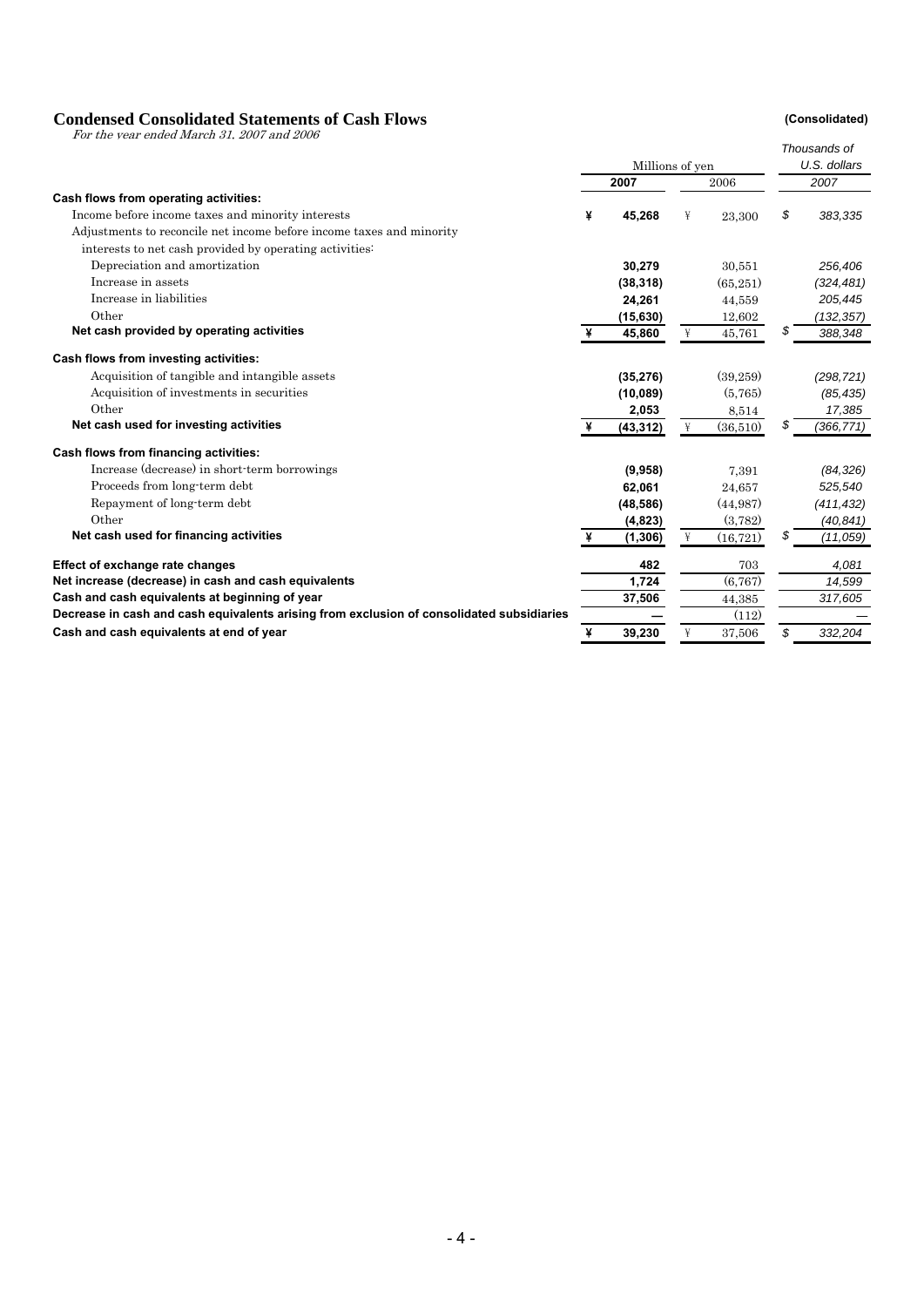## Condensed Consolidated Statements of Cash Flows

**(Consolidated)**

*For the year ended March 31, 2007 and 2006*

| | Millions of yen | | Thousands of U.S. dollars |
|---|---|---|---|
| | **2007** | 2006 | *2007* |
| **Cash flows from operating activities:** | | | |
| Income before income taxes and minority interests | ¥ **45,268** | ¥ 23,300 | $ *383,335* |
| Adjustments to reconcile net income before income taxes and minority interests to net cash provided by operating activities: | | | |
| Depreciation and amortization | **30,279** | 30,551 | *256,406* |
| Increase in assets | **(38,318)** | (65,251) | *(324,481)* |
| Increase in liabilities | **24,261** | 44,559 | *205,445* |
| Other | **(15,630)** | 12,602 | *(132,357)* |
| **Net cash provided by operating activities** | ¥ **45,860** | ¥ 45,761 | $ *388,348* |
| **Cash flows from investing activities:** | | | |
| Acquisition of tangible and intangible assets | **(35,276)** | (39,259) | *(298,721)* |
| Acquisition of investments in securities | **(10,089)** | (5,765) | *(85,435)* |
| Other | **2,053** | 8,514 | *17,385* |
| **Net cash used for investing activities** | ¥ **(43,312)** | ¥ (36,510) | $ *(366,771)* |
| **Cash flows from financing activities:** | | | |
| Increase (decrease) in short-term borrowings | **(9,958)** | 7,391 | *(84,326)* |
| Proceeds from long-term debt | **62,061** | 24,657 | *525,540* |
| Repayment of long-term debt | **(48,586)** | (44,987) | *(411,432)* |
| Other | **(4,823)** | (3,782) | *(40,841)* |
| **Net cash used for financing activities** | ¥ **(1,306)** | ¥ (16,721) | $ *(11,059)* |
| **Effect of exchange rate changes** | **482** | 703 | *4,081* |
| **Net increase (decrease) in cash and cash equivalents** | **1,724** | (6,767) | *14,599* |
| **Cash and cash equivalents at beginning of year** | **37,506** | 44,385 | *317,605* |
| **Decrease in cash and cash equivalents arising from exclusion of consolidated subsidiaries** | **—** | (112) | *—* |
| **Cash and cash equivalents at end of year** | ¥ **39,230** | ¥ 37,506 | $ *332,204* |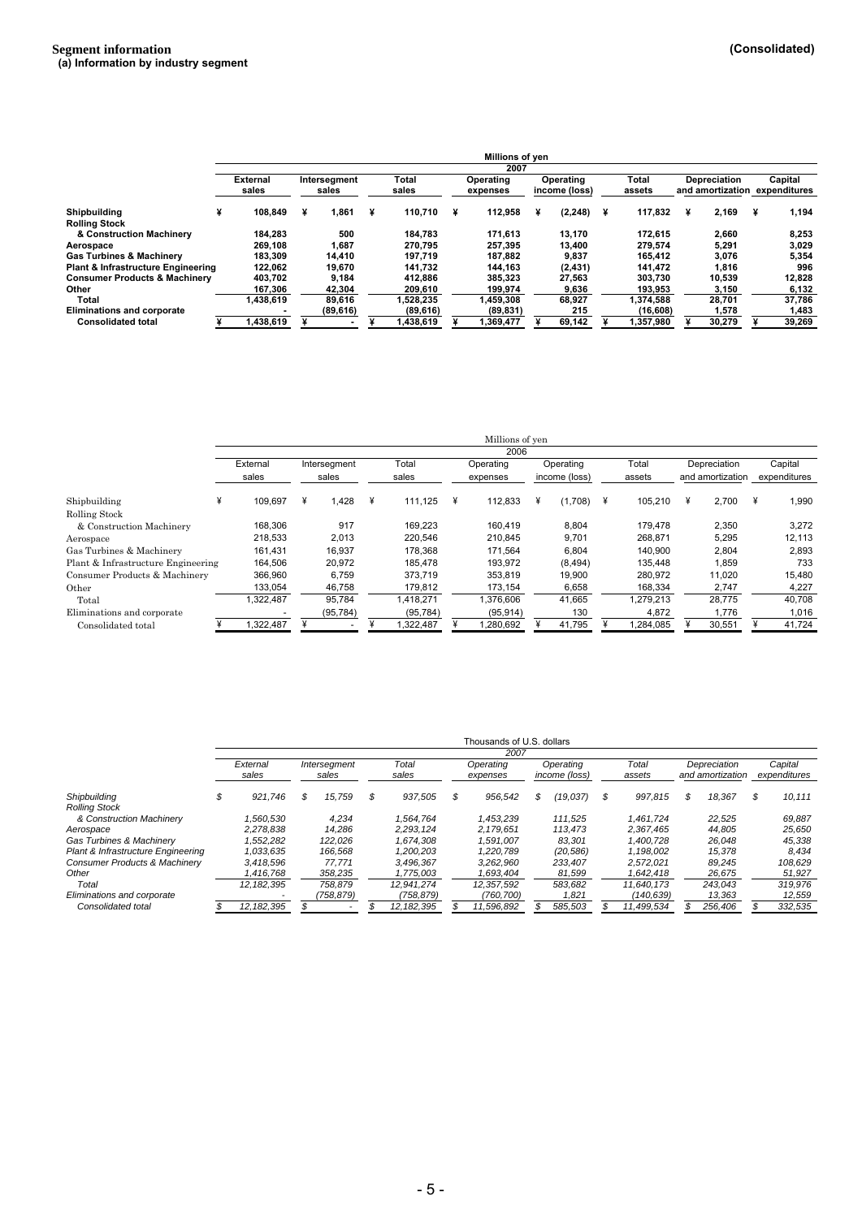## Segment information

**(Consolidated)**

### (a) Information by industry segment

| | Millions of yen | | | | | | | |
|---|---|---|---|---|---|---|---|---|
| | 2007 | | | | | | | |
| | External sales | Intersegment sales | Total sales | Operating expenses | Operating income (loss) | Total assets | Depreciation and amortization | Capital expenditures |
| **Shipbuilding** | ¥ 108,849 | ¥ 1,861 | ¥ 110,710 | ¥ 112,958 | ¥ (2,248) | ¥ 117,832 | ¥ 2,169 | ¥ 1,194 |
| **Rolling Stock & Construction Machinery** | 184,283 | 500 | 184,783 | 171,613 | 13,170 | 172,615 | 2,660 | 8,253 |
| **Aerospace** | 269,108 | 1,687 | 270,795 | 257,395 | 13,400 | 279,574 | 5,291 | 3,029 |
| **Gas Turbines & Machinery** | 183,309 | 14,410 | 197,719 | 187,882 | 9,837 | 165,412 | 3,076 | 5,354 |
| **Plant & Infrastructure Engineering** | 122,062 | 19,670 | 141,732 | 144,163 | (2,431) | 141,472 | 1,816 | 996 |
| **Consumer Products & Machinery** | 403,702 | 9,184 | 412,886 | 385,323 | 27,563 | 303,730 | 10,539 | 12,828 |
| **Other** | 167,306 | 42,304 | 209,610 | 199,974 | 9,636 | 193,953 | 3,150 | 6,132 |
| **Total** | 1,438,619 | 89,616 | 1,528,235 | 1,459,308 | 68,927 | 1,374,588 | 28,701 | 37,786 |
| **Eliminations and corporate** | - | (89,616) | (89,616) | (89,831) | 215 | (16,608) | 1,578 | 1,483 |
| **Consolidated total** | ¥ 1,438,619 | ¥ - | ¥ 1,438,619 | ¥ 1,369,477 | ¥ 69,142 | ¥ 1,357,980 | ¥ 30,279 | ¥ 39,269 |

| | Millions of yen | | | | | | | |
|---|---|---|---|---|---|---|---|---|
| | 2006 | | | | | | | |
| | External sales | Intersegment sales | Total sales | Operating expenses | Operating income (loss) | Total assets | Depreciation and amortization | Capital expenditures |
| Shipbuilding | ¥ 109,697 | ¥ 1,428 | ¥ 111,125 | ¥ 112,833 | ¥ (1,708) | ¥ 105,210 | ¥ 2,700 | ¥ 1,990 |
| Rolling Stock & Construction Machinery | 168,306 | 917 | 169,223 | 160,419 | 8,804 | 179,478 | 2,350 | 3,272 |
| Aerospace | 218,533 | 2,013 | 220,546 | 210,845 | 9,701 | 268,871 | 5,295 | 12,113 |
| Gas Turbines & Machinery | 161,431 | 16,937 | 178,368 | 171,564 | 6,804 | 140,900 | 2,804 | 2,893 |
| Plant & Infrastructure Engineering | 164,506 | 20,972 | 185,478 | 193,972 | (8,494) | 135,448 | 1,859 | 733 |
| Consumer Products & Machinery | 366,960 | 6,759 | 373,719 | 353,819 | 19,900 | 280,972 | 11,020 | 15,480 |
| Other | 133,054 | 46,758 | 179,812 | 173,154 | 6,658 | 168,334 | 2,747 | 4,227 |
| Total | 1,322,487 | 95,784 | 1,418,271 | 1,376,606 | 41,665 | 1,279,213 | 28,775 | 40,708 |
| Eliminations and corporate | - | (95,784) | (95,784) | (95,914) | 130 | 4,872 | 1,776 | 1,016 |
| Consolidated total | ¥ 1,322,487 | ¥ - | ¥ 1,322,487 | ¥ 1,280,692 | ¥ 41,795 | ¥ 1,284,085 | ¥ 30,551 | ¥ 41,724 |

| | *Thousands of U.S. dollars* | | | | | | | |
|---|---|---|---|---|---|---|---|---|
| | *2007* | | | | | | | |
| | *External sales* | *Intersegment sales* | *Total sales* | *Operating expenses* | *Operating income (loss)* | *Total assets* | *Depreciation and amortization* | *Capital expenditures* |
| *Shipbuilding* | *$ 921,746* | *$ 15,759* | *$ 937,505* | *$ 956,542* | *$ (19,037)* | *$ 997,815* | *$ 18,367* | *$ 10,111* |
| *Rolling Stock & Construction Machinery* | *1,560,530* | *4,234* | *1,564,764* | *1,453,239* | *111,525* | *1,461,724* | *22,525* | *69,887* |
| *Aerospace* | *2,278,838* | *14,286* | *2,293,124* | *2,179,651* | *113,473* | *2,367,465* | *44,805* | *25,650* |
| *Gas Turbines & Machinery* | *1,552,282* | *122,026* | *1,674,308* | *1,591,007* | *83,301* | *1,400,728* | *26,048* | *45,338* |
| *Plant & Infrastructure Engineering* | *1,033,635* | *166,568* | *1,200,203* | *1,220,789* | *(20,586)* | *1,198,002* | *15,378* | *8,434* |
| *Consumer Products & Machinery* | *3,418,596* | *77,771* | *3,496,367* | *3,262,960* | *233,407* | *2,572,021* | *89,245* | *108,629* |
| *Other* | *1,416,768* | *358,235* | *1,775,003* | *1,693,404* | *81,599* | *1,642,418* | *26,675* | *51,927* |
| *Total* | *12,182,395* | *758,879* | *12,941,274* | *12,357,592* | *583,682* | *11,640,173* | *243,043* | *319,976* |
| *Eliminations and corporate* | *-* | *(758,879)* | *(758,879)* | *(760,700)* | *1,821* | *(140,639)* | *13,363* | *12,559* |
| *Consolidated total* | *$ 12,182,395* | *$ -* | *$ 12,182,395* | *$ 11,596,892* | *$ 585,503* | *$ 11,499,534* | *$ 256,406* | *$ 332,535* |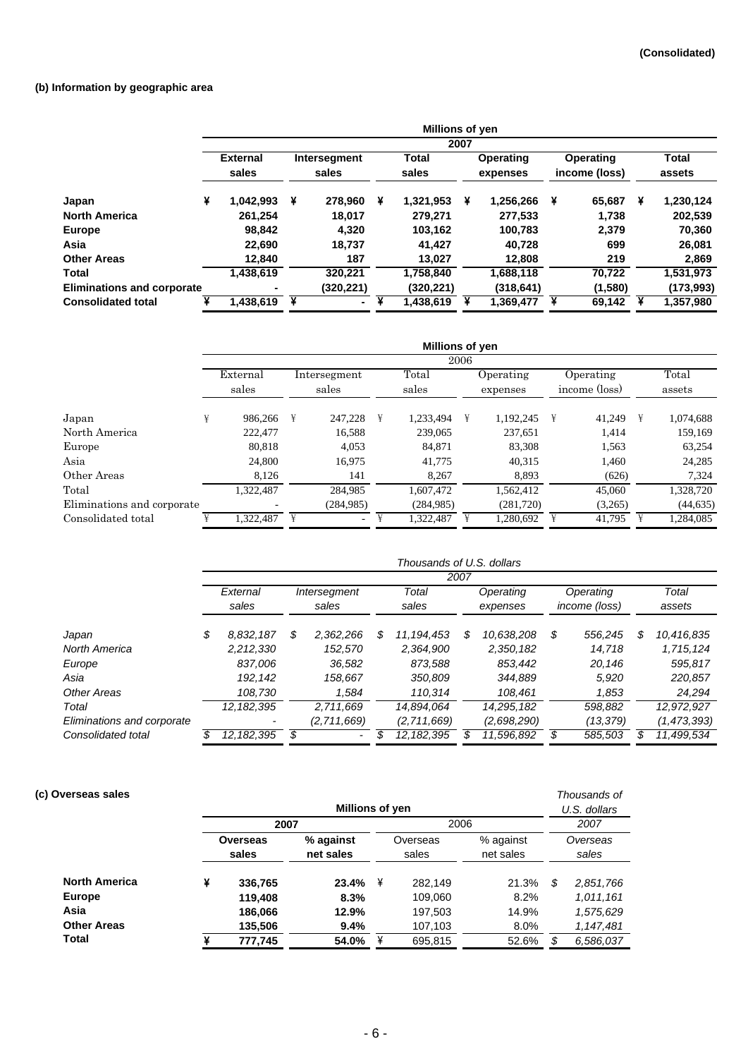**(Consolidated)**

### (b) Information by geographic area

| | Millions of yen | | | | | |
|---|---|---|---|---|---|---|
| | 2007 | | | | | |
| | **External sales** | **Intersegment sales** | **Total sales** | **Operating expenses** | **Operating income (loss)** | **Total assets** |
| **Japan** | **¥ 1,042,993** | **¥ 278,960** | **¥ 1,321,953** | **¥ 1,256,266** | **¥ 65,687** | **¥ 1,230,124** |
| **North America** | **261,254** | **18,017** | **279,271** | **277,533** | **1,738** | **202,539** |
| **Europe** | **98,842** | **4,320** | **103,162** | **100,783** | **2,379** | **70,360** |
| **Asia** | **22,690** | **18,737** | **41,427** | **40,728** | **699** | **26,081** |
| **Other Areas** | **12,840** | **187** | **13,027** | **12,808** | **219** | **2,869** |
| **Total** | **1,438,619** | **320,221** | **1,758,840** | **1,688,118** | **70,722** | **1,531,973** |
| **Eliminations and corporate** | **-** | **(320,221)** | **(320,221)** | **(318,641)** | **(1,580)** | **(173,993)** |
| **Consolidated total** | **¥ 1,438,619** | **¥ -** | **¥ 1,438,619** | **¥ 1,369,477** | **¥ 69,142** | **¥ 1,357,980** |

| | Millions of yen | | | | | |
|---|---|---|---|---|---|---|
| | 2006 | | | | | |
| | External sales | Intersegment sales | Total sales | Operating expenses | Operating income (loss) | Total assets |
| Japan | ¥ 986,266 | ¥ 247,228 | ¥ 1,233,494 | ¥ 1,192,245 | ¥ 41,249 | ¥ 1,074,688 |
| North America | 222,477 | 16,588 | 239,065 | 237,651 | 1,414 | 159,169 |
| Europe | 80,818 | 4,053 | 84,871 | 83,308 | 1,563 | 63,254 |
| Asia | 24,800 | 16,975 | 41,775 | 40,315 | 1,460 | 24,285 |
| Other Areas | 8,126 | 141 | 8,267 | 8,893 | (626) | 7,324 |
| Total | 1,322,487 | 284,985 | 1,607,472 | 1,562,412 | 45,060 | 1,328,720 |
| Eliminations and corporate | - | (284,985) | (284,985) | (281,720) | (3,265) | (44,635) |
| Consolidated total | ¥ 1,322,487 | ¥ - | ¥ 1,322,487 | ¥ 1,280,692 | ¥ 41,795 | ¥ 1,284,085 |

| | *Thousands of U.S. dollars* | | | | | |
|---|---|---|---|---|---|---|
| | *2007* | | | | | |
| | *External sales* | *Intersegment sales* | *Total sales* | *Operating expenses* | *Operating income (loss)* | *Total assets* |
| *Japan* | *$ 8,832,187* | *$ 2,362,266* | *$ 11,194,453* | *$ 10,638,208* | *$ 556,245* | *$ 10,416,835* |
| *North America* | *2,212,330* | *152,570* | *2,364,900* | *2,350,182* | *14,718* | *1,715,124* |
| *Europe* | *837,006* | *36,582* | *873,588* | *853,442* | *20,146* | *595,817* |
| *Asia* | *192,142* | *158,667* | *350,809* | *344,889* | *5,920* | *220,857* |
| *Other Areas* | *108,730* | *1,584* | *110,314* | *108,461* | *1,853* | *24,294* |
| *Total* | *12,182,395* | *2,711,669* | *14,894,064* | *14,295,182* | *598,882* | *12,972,927* |
| *Eliminations and corporate* | *-* | *(2,711,669)* | *(2,711,669)* | *(2,698,290)* | *(13,379)* | *(1,473,393)* |
| *Consolidated total* | *$ 12,182,395* | *$ -* | *$ 12,182,395* | *$ 11,596,892* | *$ 585,503* | *$ 11,499,534* |

### (c) Overseas sales

| | Millions of yen | | | | *Thousands of U.S. dollars* |
|---|---|---|---|---|---|
| | **2007** | | 2006 | | *2007* |
| | **Overseas sales** | **% against net sales** | Overseas sales | % against net sales | *Overseas sales* |
| **North America** | **¥ 336,765** | **23.4%** | ¥ 282,149 | 21.3% | *$ 2,851,766* |
| **Europe** | **119,408** | **8.3%** | 109,060 | 8.2% | *1,011,161* |
| **Asia** | **186,066** | **12.9%** | 197,503 | 14.9% | *1,575,629* |
| **Other Areas** | **135,506** | **9.4%** | 107,103 | 8.0% | *1,147,481* |
| **Total** | **¥ 777,745** | **54.0%** | ¥ 695,815 | 52.6% | *$ 6,586,037* |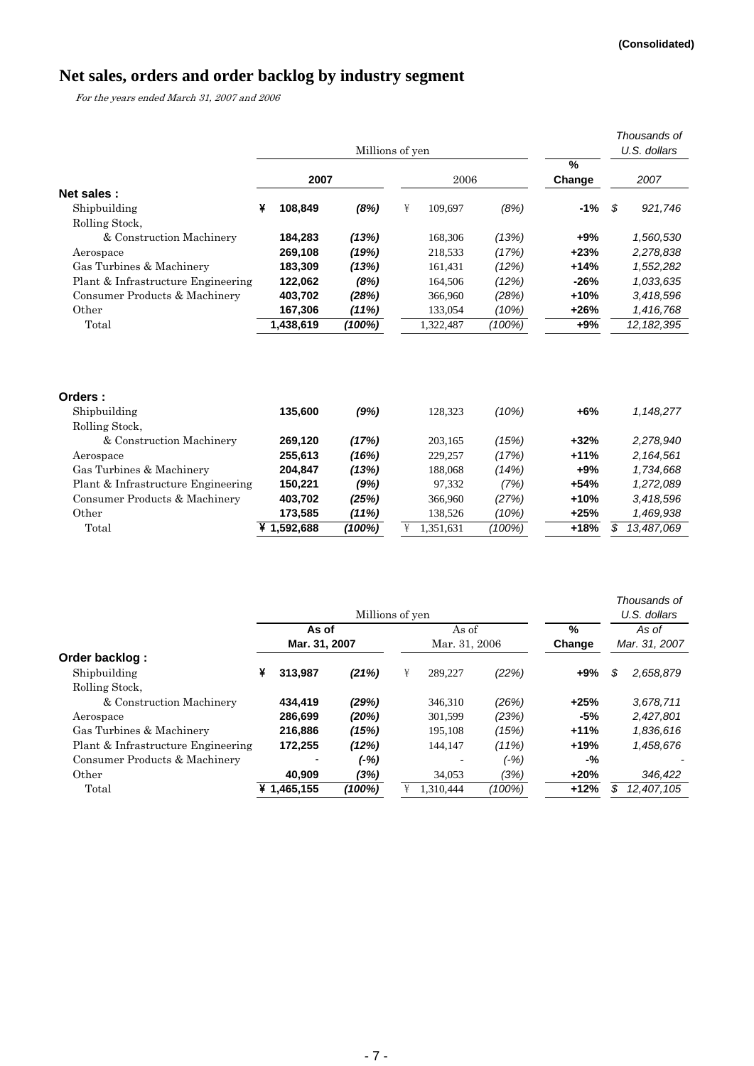(Consolidated)

# Net sales, orders and order backlog by industry segment

*For the years ended March 31, 2007 and 2006*

| | Millions of yen | | | | | Thousands of U.S. dollars |
|---|---|---|---|---|---|---|
| | **2007** | | 2006 | | **% Change** | *2007* |
| **Net sales :** | | | | | | |
| Shipbuilding | **¥ 108,849** | ***(8%)*** | ¥ 109,697 | *(8%)* | **-1%** | *$ 921,746* |
| Rolling Stock, & Construction Machinery | **184,283** | ***(13%)*** | 168,306 | *(13%)* | **+9%** | *1,560,530* |
| Aerospace | **269,108** | ***(19%)*** | 218,533 | *(17%)* | **+23%** | *2,278,838* |
| Gas Turbines & Machinery | **183,309** | ***(13%)*** | 161,431 | *(12%)* | **+14%** | *1,552,282* |
| Plant & Infrastructure Engineering | **122,062** | ***(8%)*** | 164,506 | *(12%)* | **-26%** | *1,033,635* |
| Consumer Products & Machinery | **403,702** | ***(28%)*** | 366,960 | *(28%)* | **+10%** | *3,418,596* |
| Other | **167,306** | ***(11%)*** | 133,054 | *(10%)* | **+26%** | *1,416,768* |
| Total | **1,438,619** | ***(100%)*** | 1,322,487 | *(100%)* | **+9%** | *12,182,395* |
| **Orders :** | | | | | | |
| Shipbuilding | **135,600** | ***(9%)*** | 128,323 | *(10%)* | **+6%** | *1,148,277* |
| Rolling Stock, & Construction Machinery | **269,120** | ***(17%)*** | 203,165 | *(15%)* | **+32%** | *2,278,940* |
| Aerospace | **255,613** | ***(16%)*** | 229,257 | *(17%)* | **+11%** | *2,164,561* |
| Gas Turbines & Machinery | **204,847** | ***(13%)*** | 188,068 | *(14%)* | **+9%** | *1,734,668* |
| Plant & Infrastructure Engineering | **150,221** | ***(9%)*** | 97,332 | *(7%)* | **+54%** | *1,272,089* |
| Consumer Products & Machinery | **403,702** | ***(25%)*** | 366,960 | *(27%)* | **+10%** | *3,418,596* |
| Other | **173,585** | ***(11%)*** | 138,526 | *(10%)* | **+25%** | *1,469,938* |
| Total | **¥ 1,592,688** | ***(100%)*** | ¥ 1,351,631 | *(100%)* | **+18%** | *$ 13,487,069* |

| | Millions of yen | | | | | Thousands of U.S. dollars |
|---|---|---|---|---|---|---|
| | **As of Mar. 31, 2007** | | As of Mar. 31, 2006 | | **% Change** | *As of Mar. 31, 2007* |
| **Order backlog :** | | | | | | |
| Shipbuilding | **¥ 313,987** | ***(21%)*** | ¥ 289,227 | *(22%)* | **+9%** | *$ 2,658,879* |
| Rolling Stock, & Construction Machinery | **434,419** | ***(29%)*** | 346,310 | *(26%)* | **+25%** | *3,678,711* |
| Aerospace | **286,699** | ***(20%)*** | 301,599 | *(23%)* | **-5%** | *2,427,801* |
| Gas Turbines & Machinery | **216,886** | ***(15%)*** | 195,108 | *(15%)* | **+11%** | *1,836,616* |
| Plant & Infrastructure Engineering | **172,255** | ***(12%)*** | 144,147 | *(11%)* | **+19%** | *1,458,676* |
| Consumer Products & Machinery | **-** | ***(-%)*** | - | *(-%)* | **-%** | *-* |
| Other | **40,909** | ***(3%)*** | 34,053 | *(3%)* | **+20%** | *346,422* |
| Total | **¥ 1,465,155** | ***(100%)*** | ¥ 1,310,444 | *(100%)* | **+12%** | *$ 12,407,105* |